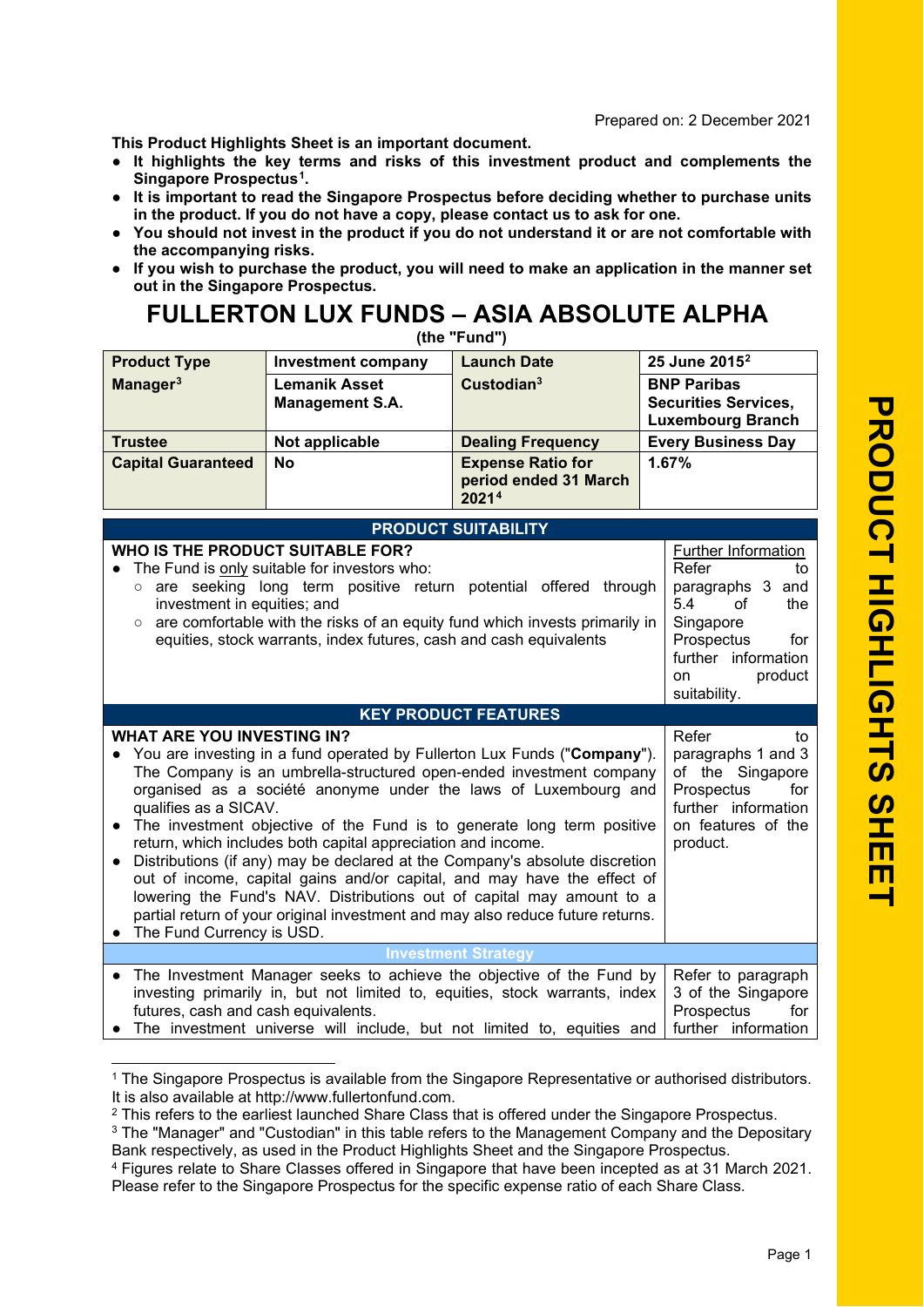Prepared on: 2 December 2021

**This Product Highlights Sheet is an important document.**

- **It highlights the key terms and risks of this investment product and complements the Singapore Prospectus[1].**
- **It is important to read the Singapore Prospectus before deciding whether to purchase units in the product. If you do not have a copy, please contact us to ask for one.**
- **You should not invest in the product if you do not understand it or are not comfortable with the accompanying risks.**
- **If you wish to purchase the product, you will need to make an application in the manner set out in the Singapore Prospectus.**

# FULLERTON LUX FUNDS – ASIA ABSOLUTE ALPHA

**(the "Fund")**

| **Product Type** | **Investment company** | **Launch Date** | **25 June 2015[2]** |
|---|---|---|---|
| **Manager[3]** | **Lemanik Asset Management S.A.** | **Custodian[3]** | **BNP Paribas Securities Services, Luxembourg Branch** |
| **Trustee** | **Not applicable** | **Dealing Frequency** | **Every Business Day** |
| **Capital Guaranteed** | **No** | **Expense Ratio for period ended 31 March 2021[4]** | **1.67%** |

## PRODUCT SUITABILITY

| **WHO IS THE PRODUCT SUITABLE FOR?** | Further Information |
|---|---|
| • The Fund is only suitable for investors who:<br>○ are seeking long term positive return potential offered through investment in equities; and<br>○ are comfortable with the risks of an equity fund which invests primarily in equities, stock warrants, index futures, cash and cash equivalents | Refer to paragraphs 3 and 5.4 of the Singapore Prospectus for further information on product suitability. |

## KEY PRODUCT FEATURES

| **WHAT ARE YOU INVESTING IN?** | |
|---|---|
| • You are investing in a fund operated by Fullerton Lux Funds ("**Company**"). The Company is an umbrella-structured open-ended investment company organised as a société anonyme under the laws of Luxembourg and qualifies as a SICAV.<br>• The investment objective of the Fund is to generate long term positive return, which includes both capital appreciation and income.<br>• Distributions (if any) may be declared at the Company's absolute discretion out of income, capital gains and/or capital, and may have the effect of lowering the Fund's NAV. Distributions out of capital may amount to a partial return of your original investment and may also reduce future returns.<br>• The Fund Currency is USD. | Refer to paragraphs 1 and 3 of the Singapore Prospectus for further information on features of the product. |

### Investment Strategy

| | |
|---|---|
| • The Investment Manager seeks to achieve the objective of the Fund by investing primarily in, but not limited to, equities, stock warrants, index futures, cash and cash equivalents.<br>• The investment universe will include, but not limited to, equities and | Refer to paragraph 3 of the Singapore Prospectus for further information |

[1] The Singapore Prospectus is available from the Singapore Representative or authorised distributors. It is also available at http://www.fullertonfund.com.

[2] This refers to the earliest launched Share Class that is offered under the Singapore Prospectus.

[3] The "Manager" and "Custodian" in this table refers to the Management Company and the Depositary Bank respectively, as used in the Product Highlights Sheet and the Singapore Prospectus.

[4] Figures relate to Share Classes offered in Singapore that have been incepted as at 31 March 2021. Please refer to the Singapore Prospectus for the specific expense ratio of each Share Class.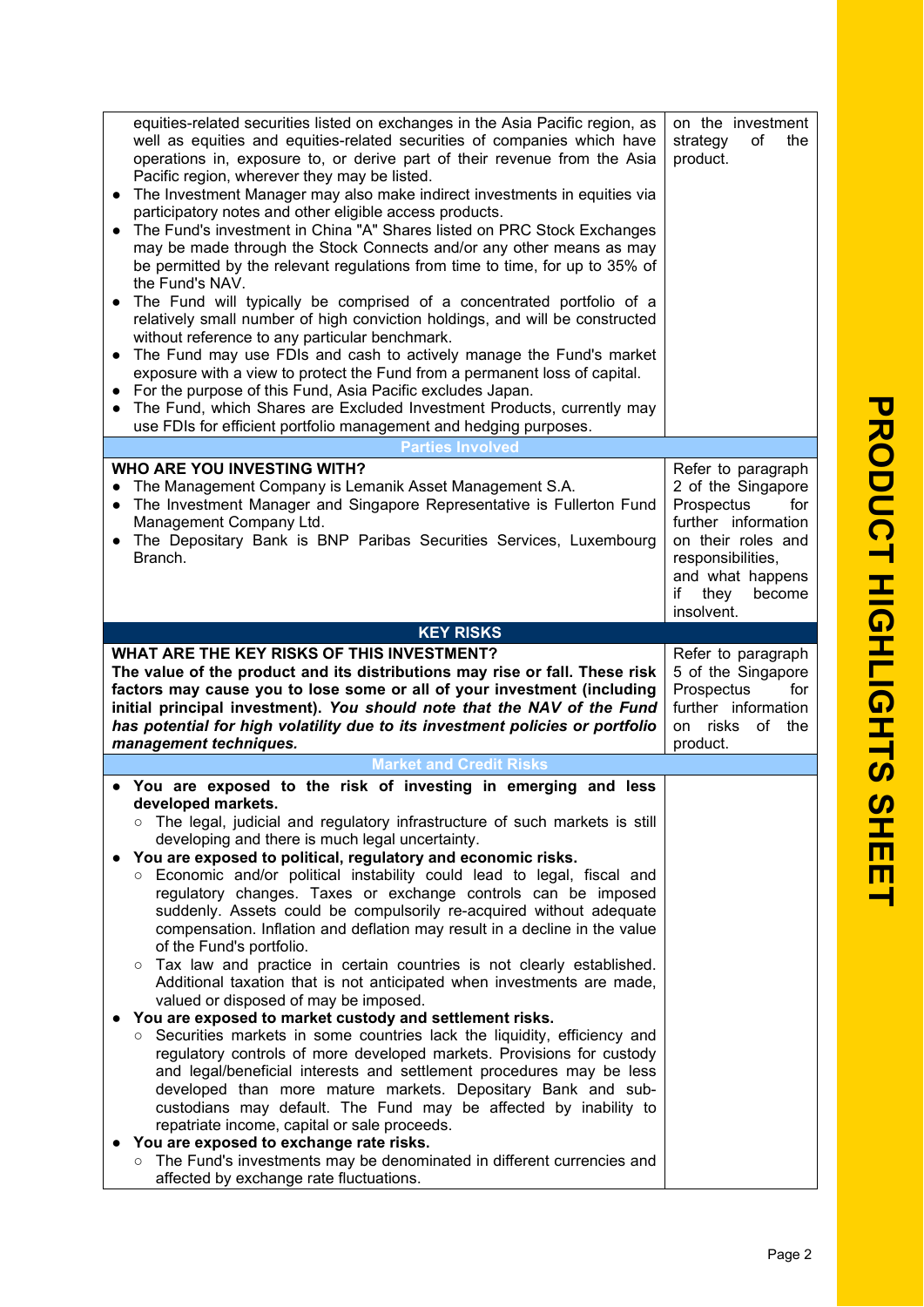| | |
|---|---|
| equities-related securities listed on exchanges in the Asia Pacific region, as well as equities and equities-related securities of companies which have operations in, exposure to, or derive part of their revenue from the Asia Pacific region, wherever they may be listed.<br>● The Investment Manager may also make indirect investments in equities via participatory notes and other eligible access products.<br>● The Fund's investment in China "A" Shares listed on PRC Stock Exchanges may be made through the Stock Connects and/or any other means as may be permitted by the relevant regulations from time to time, for up to 35% of the Fund's NAV.<br>● The Fund will typically be comprised of a concentrated portfolio of a relatively small number of high conviction holdings, and will be constructed without reference to any particular benchmark.<br>● The Fund may use FDIs and cash to actively manage the Fund's market exposure with a view to protect the Fund from a permanent loss of capital.<br>● For the purpose of this Fund, Asia Pacific excludes Japan.<br>● The Fund, which Shares are Excluded Investment Products, currently may use FDIs for efficient portfolio management and hedging purposes. | on the investment strategy of the product. |
| **Parties Involved** | |
| **WHO ARE YOU INVESTING WITH?**<br>● The Management Company is Lemanik Asset Management S.A.<br>● The Investment Manager and Singapore Representative is Fullerton Fund Management Company Ltd.<br>● The Depositary Bank is BNP Paribas Securities Services, Luxembourg Branch. | Refer to paragraph 2 of the Singapore Prospectus for further information on their roles and responsibilities, and what happens if they become insolvent. |
| **KEY RISKS** | |
| **WHAT ARE THE KEY RISKS OF THIS INVESTMENT?**<br>**The value of the product and its distributions may rise or fall. These risk factors may cause you to lose some or all of your investment (including initial principal investment).** ***You should note that the NAV of the Fund has potential for high volatility due to its investment policies or portfolio management techniques.*** | Refer to paragraph 5 of the Singapore Prospectus for further information on risks of the product. |
| **Market and Credit Risks** | |
| ● **You are exposed to the risk of investing in emerging and less developed markets.**<br>○ The legal, judicial and regulatory infrastructure of such markets is still developing and there is much legal uncertainty.<br>● **You are exposed to political, regulatory and economic risks.**<br>○ Economic and/or political instability could lead to legal, fiscal and regulatory changes. Taxes or exchange controls can be imposed suddenly. Assets could be compulsorily re-acquired without adequate compensation. Inflation and deflation may result in a decline in the value of the Fund's portfolio.<br>○ Tax law and practice in certain countries is not clearly established. Additional taxation that is not anticipated when investments are made, valued or disposed of may be imposed.<br>● **You are exposed to market custody and settlement risks.**<br>○ Securities markets in some countries lack the liquidity, efficiency and regulatory controls of more developed markets. Provisions for custody and legal/beneficial interests and settlement procedures may be less developed than more mature markets. Depositary Bank and sub-custodians may default. The Fund may be affected by inability to repatriate income, capital or sale proceeds.<br>● **You are exposed to exchange rate risks.**<br>○ The Fund's investments may be denominated in different currencies and affected by exchange rate fluctuations. | |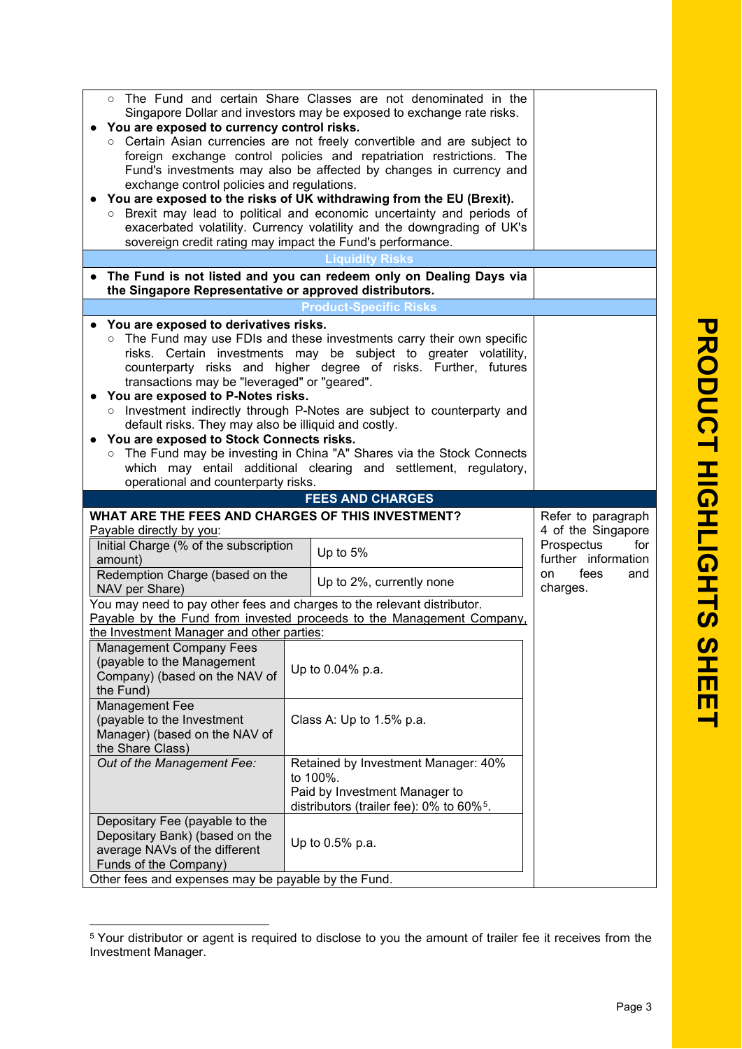- The Fund and certain Share Classes are not denominated in the Singapore Dollar and investors may be exposed to exchange rate risks.

- **You are exposed to currency control risks.**
  - Certain Asian currencies are not freely convertible and are subject to foreign exchange control policies and repatriation restrictions. The Fund's investments may also be affected by changes in currency and exchange control policies and regulations.
- **You are exposed to the risks of UK withdrawing from the EU (Brexit).**
  - Brexit may lead to political and economic uncertainty and periods of exacerbated volatility. Currency volatility and the downgrading of UK's sovereign credit rating may impact the Fund's performance.

### Liquidity Risks

- **The Fund is not listed and you can redeem only on Dealing Days via the Singapore Representative or approved distributors.**

### Product-Specific Risks

- **You are exposed to derivatives risks.**
  - The Fund may use FDIs and these investments carry their own specific risks. Certain investments may be subject to greater volatility, counterparty risks and higher degree of risks. Further, futures transactions may be "leveraged" or "geared".
- **You are exposed to P-Notes risks.**
  - Investment indirectly through P-Notes are subject to counterparty and default risks. They may also be illiquid and costly.
- **You are exposed to Stock Connects risks.**
  - The Fund may be investing in China "A" Shares via the Stock Connects which may entail additional clearing and settlement, regulatory, operational and counterparty risks.

## FEES AND CHARGES

**WHAT ARE THE FEES AND CHARGES OF THIS INVESTMENT?**

*Refer to paragraph 4 of the Singapore Prospectus for further information on fees and charges.*

Payable directly by you:

| Charge | Amount |
|---|---|
| Initial Charge (% of the subscription amount) | Up to 5% |
| Redemption Charge (based on the NAV per Share) | Up to 2%, currently none |

You may need to pay other fees and charges to the relevant distributor.

Payable by the Fund from invested proceeds to the Management Company, the Investment Manager and other parties:

| Fee | Amount |
|---|---|
| Management Company Fees (payable to the Management Company) (based on the NAV of the Fund) | Up to 0.04% p.a. |
| Management Fee (payable to the Investment Manager) (based on the NAV of the Share Class) | Class A: Up to 1.5% p.a. |
| *Out of the Management Fee:* | Retained by Investment Manager: 40% to 100%. Paid by Investment Manager to distributors (trailer fee): 0% to 60%[5]. |
| Depositary Fee (payable to the Depositary Bank) (based on the average NAVs of the different Funds of the Company) | Up to 0.5% p.a. |

Other fees and expenses may be payable by the Fund.

---

[5] Your distributor or agent is required to disclose to you the amount of trailer fee it receives from the Investment Manager.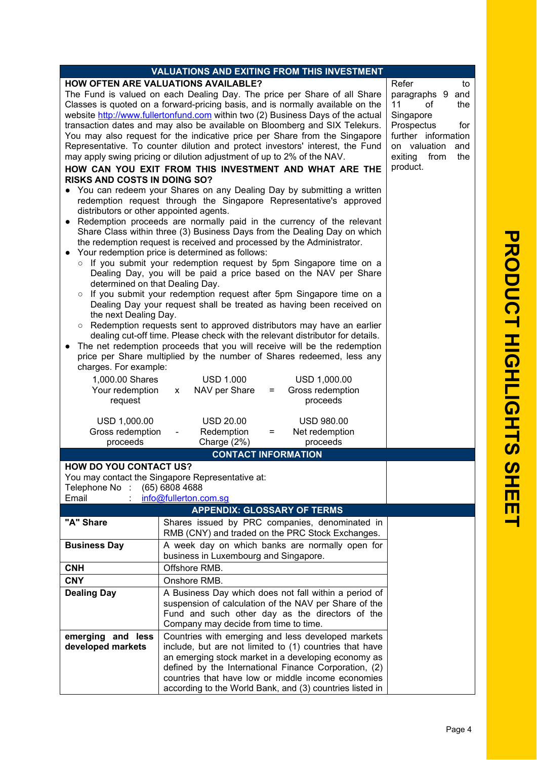## VALUATIONS AND EXITING FROM THIS INVESTMENT

### HOW OFTEN ARE VALUATIONS AVAILABLE?

The Fund is valued on each Dealing Day. The price per Share of all Share Classes is quoted on a forward-pricing basis, and is normally available on the website http://www.fullertonfund.com within two (2) Business Days of the actual transaction dates and may also be available on Bloomberg and SIX Telekurs. You may also request for the indicative price per Share from the Singapore Representative. To counter dilution and protect investors' interest, the Fund may apply swing pricing or dilution adjustment of up to 2% of the NAV.

*Refer to paragraphs 9 and 11 of the Singapore Prospectus for further information on valuation and exiting from the product.*

### HOW CAN YOU EXIT FROM THIS INVESTMENT AND WHAT ARE THE RISKS AND COSTS IN DOING SO?

- You can redeem your Shares on any Dealing Day by submitting a written redemption request through the Singapore Representative's approved distributors or other appointed agents.
- Redemption proceeds are normally paid in the currency of the relevant Share Class within three (3) Business Days from the Dealing Day on which the redemption request is received and processed by the Administrator.
- Your redemption price is determined as follows:
  - If you submit your redemption request by 5pm Singapore time on a Dealing Day, you will be paid a price based on the NAV per Share determined on that Dealing Day.
  - If you submit your redemption request after 5pm Singapore time on a Dealing Day your request shall be treated as having been received on the next Dealing Day.
  - Redemption requests sent to approved distributors may have an earlier dealing cut-off time. Please check with the relevant distributor for details.
- The net redemption proceeds that you will receive will be the redemption price per Share multiplied by the number of Shares redeemed, less any charges. For example:

| 1,000.00 Shares<br>Your redemption request | x | USD 1.000<br>NAV per Share | = | USD 1,000.00<br>Gross redemption proceeds |
|---|---|---|---|---|
| **USD 1,000.00<br>Gross redemption proceeds** | **-** | **USD 20.00<br>Redemption Charge (2%)** | **=** | **USD 980.00<br>Net redemption proceeds** |

## CONTACT INFORMATION

### HOW DO YOU CONTACT US?

You may contact the Singapore Representative at:

Telephone No : (65) 6808 4688
Email : info@fullerton.com.sg

## APPENDIX: GLOSSARY OF TERMS

| Term | Definition |
|---|---|
| **"A" Share** | Shares issued by PRC companies, denominated in RMB (CNY) and traded on the PRC Stock Exchanges. |
| **Business Day** | A week day on which banks are normally open for business in Luxembourg and Singapore. |
| **CNH** | Offshore RMB. |
| **CNY** | Onshore RMB. |
| **Dealing Day** | A Business Day which does not fall within a period of suspension of calculation of the NAV per Share of the Fund and such other day as the directors of the Company may decide from time to time. |
| **emerging and less developed markets** | Countries with emerging and less developed markets include, but are not limited to (1) countries that have an emerging stock market in a developing economy as defined by the International Finance Corporation, (2) countries that have low or middle income economies according to the World Bank, and (3) countries listed in |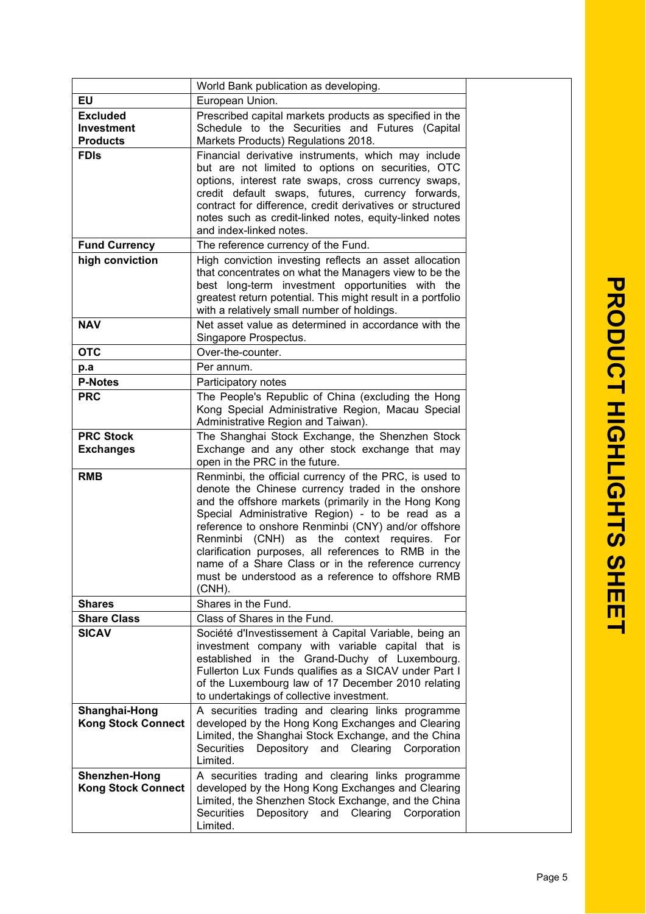| | | |
|---|---|---|
| | World Bank publication as developing. | |
| **EU** | European Union. | |
| **Excluded Investment Products** | Prescribed capital markets products as specified in the Schedule to the Securities and Futures (Capital Markets Products) Regulations 2018. | |
| **FDIs** | Financial derivative instruments, which may include but are not limited to options on securities, OTC options, interest rate swaps, cross currency swaps, credit default swaps, futures, currency forwards, contract for difference, credit derivatives or structured notes such as credit-linked notes, equity-linked notes and index-linked notes. | |
| **Fund Currency** | The reference currency of the Fund. | |
| **high conviction** | High conviction investing reflects an asset allocation that concentrates on what the Managers view to be the best long-term investment opportunities with the greatest return potential. This might result in a portfolio with a relatively small number of holdings. | |
| **NAV** | Net asset value as determined in accordance with the Singapore Prospectus. | |
| **OTC** | Over-the-counter. | |
| **p.a** | Per annum. | |
| **P-Notes** | Participatory notes | |
| **PRC** | The People's Republic of China (excluding the Hong Kong Special Administrative Region, Macau Special Administrative Region and Taiwan). | |
| **PRC Stock Exchanges** | The Shanghai Stock Exchange, the Shenzhen Stock Exchange and any other stock exchange that may open in the PRC in the future. | |
| **RMB** | Renminbi, the official currency of the PRC, is used to denote the Chinese currency traded in the onshore and the offshore markets (primarily in the Hong Kong Special Administrative Region) - to be read as a reference to onshore Renminbi (CNY) and/or offshore Renminbi (CNH) as the context requires. For clarification purposes, all references to RMB in the name of a Share Class or in the reference currency must be understood as a reference to offshore RMB (CNH). | |
| **Shares** | Shares in the Fund. | |
| **Share Class** | Class of Shares in the Fund. | |
| **SICAV** | Société d'Investissement à Capital Variable, being an investment company with variable capital that is established in the Grand-Duchy of Luxembourg. Fullerton Lux Funds qualifies as a SICAV under Part I of the Luxembourg law of 17 December 2010 relating to undertakings of collective investment. | |
| **Shanghai-Hong Kong Stock Connect** | A securities trading and clearing links programme developed by the Hong Kong Exchanges and Clearing Limited, the Shanghai Stock Exchange, and the China Securities Depository and Clearing Corporation Limited. | |
| **Shenzhen-Hong Kong Stock Connect** | A securities trading and clearing links programme developed by the Hong Kong Exchanges and Clearing Limited, the Shenzhen Stock Exchange, and the China Securities Depository and Clearing Corporation Limited. | |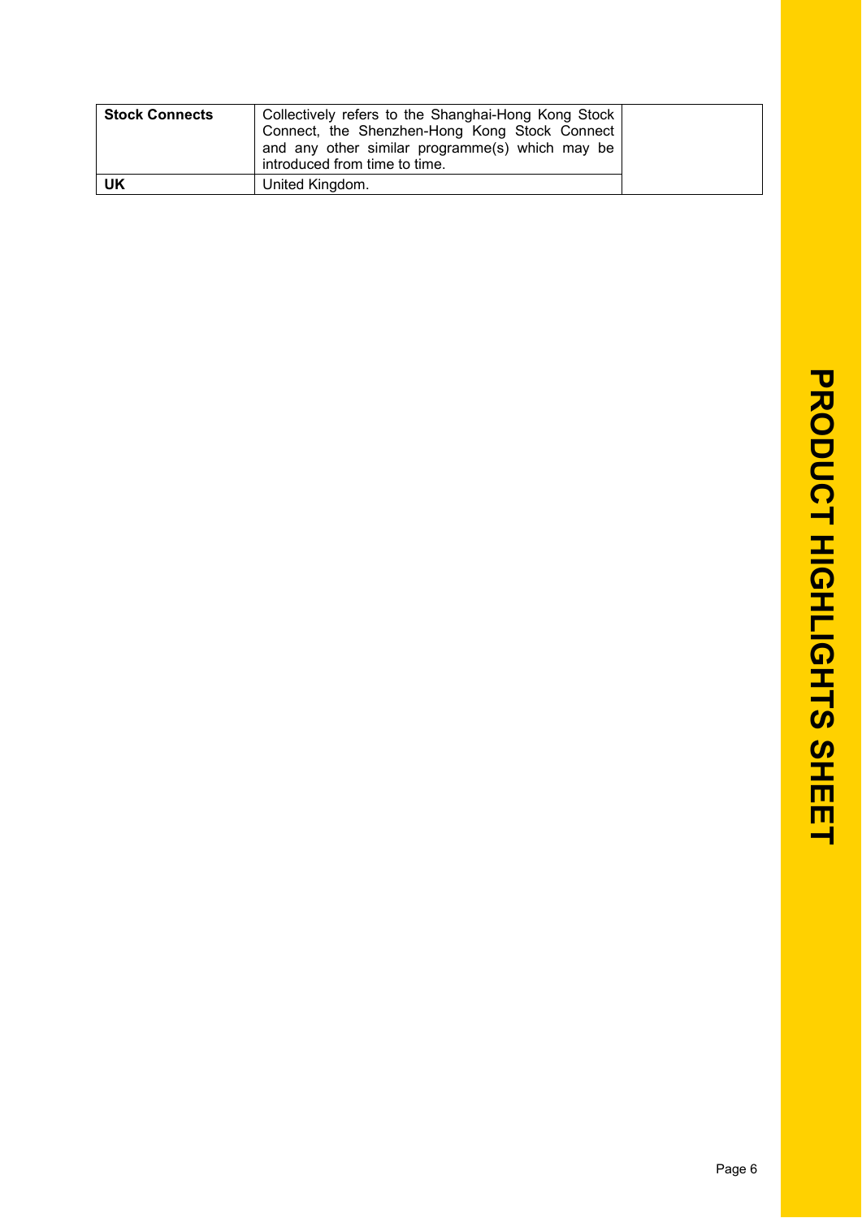| | | |
|---|---|---|
| **Stock Connects** | Collectively refers to the Shanghai-Hong Kong Stock Connect, the Shenzhen-Hong Kong Stock Connect and any other similar programme(s) which may be introduced from time to time. | |
| **UK** | United Kingdom. | |